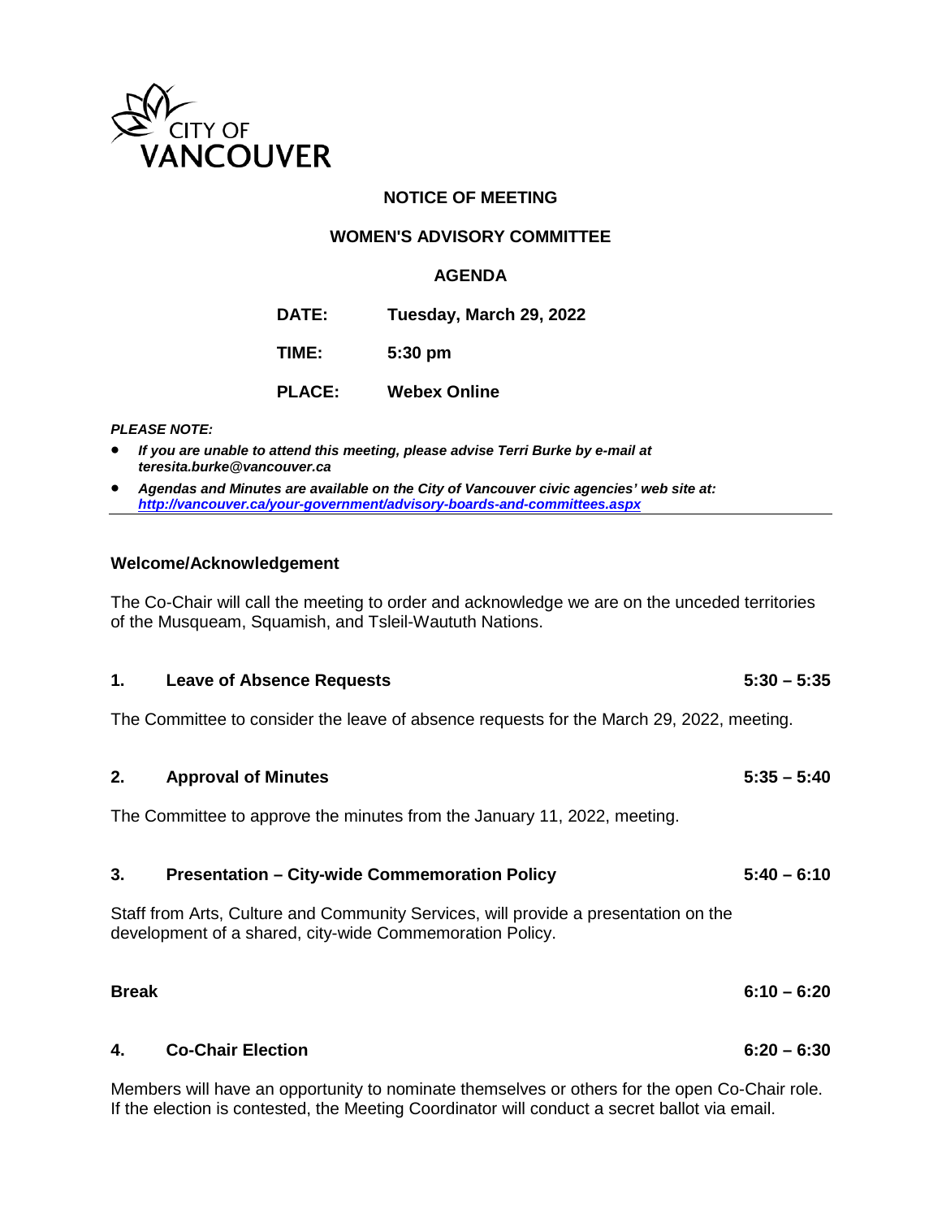CITY OF VANCOUVER

**NOTICE OF MEETING**

**WOMEN'S ADVISORY COMMITTEE**

**AGENDA**

**DATE:** Tuesday, March 29, 2022

**TIME:** 5:30 pm

**PLACE:** Webex Online

***PLEASE NOTE:***

- ***If you are unable to attend this meeting, please advise Terri Burke by e-mail at teresita.burke@vancouver.ca***
- ***Agendas and Minutes are available on the City of Vancouver civic agencies' web site at: http://vancouver.ca/your-government/advisory-boards-and-committees.aspx***

---

### Welcome/Acknowledgement

The Co-Chair will call the meeting to order and acknowledge we are on the unceded territories of the Musqueam, Squamish, and Tsleil-Waututh Nations.

### 1. Leave of Absence Requests — 5:30 – 5:35

The Committee to consider the leave of absence requests for the March 29, 2022, meeting.

### 2. Approval of Minutes — 5:35 – 5:40

The Committee to approve the minutes from the January 11, 2022, meeting.

### 3. Presentation – City-wide Commemoration Policy — 5:40 – 6:10

Staff from Arts, Culture and Community Services, will provide a presentation on the development of a shared, city-wide Commemoration Policy.

### Break — 6:10 – 6:20

### 4. Co-Chair Election — 6:20 – 6:30

Members will have an opportunity to nominate themselves or others for the open Co-Chair role. If the election is contested, the Meeting Coordinator will conduct a secret ballot via email.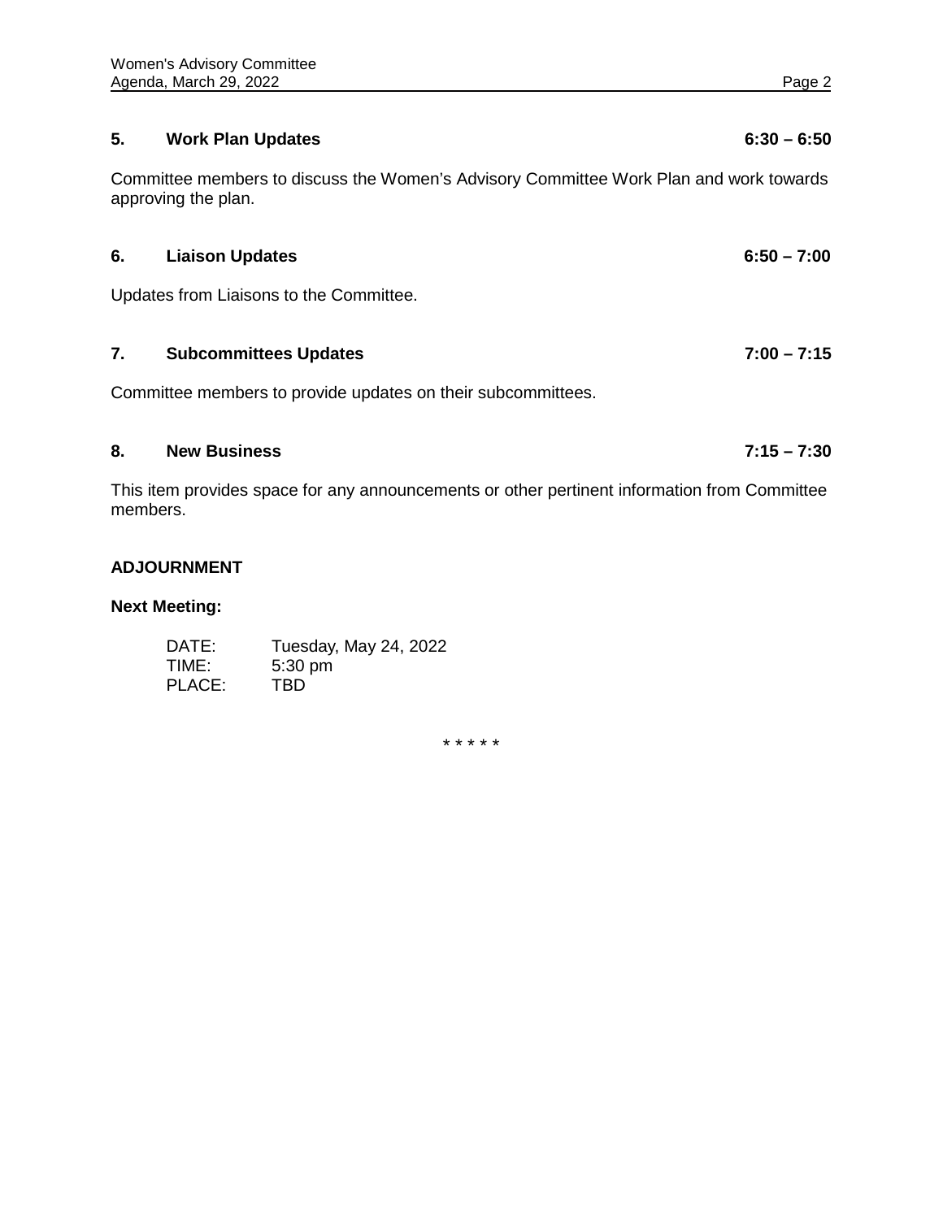## 5. Work Plan Updates 6:30 – 6:50

Committee members to discuss the Women's Advisory Committee Work Plan and work towards approving the plan.

## 6. Liaison Updates 6:50 – 7:00

Updates from Liaisons to the Committee.

## 7. Subcommittees Updates 7:00 – 7:15

Committee members to provide updates on their subcommittees.

## 8. New Business 7:15 – 7:30

This item provides space for any announcements or other pertinent information from Committee members.

**ADJOURNMENT**

**Next Meeting:**

DATE: Tuesday, May 24, 2022
TIME: 5:30 pm
PLACE: TBD

* * * * *